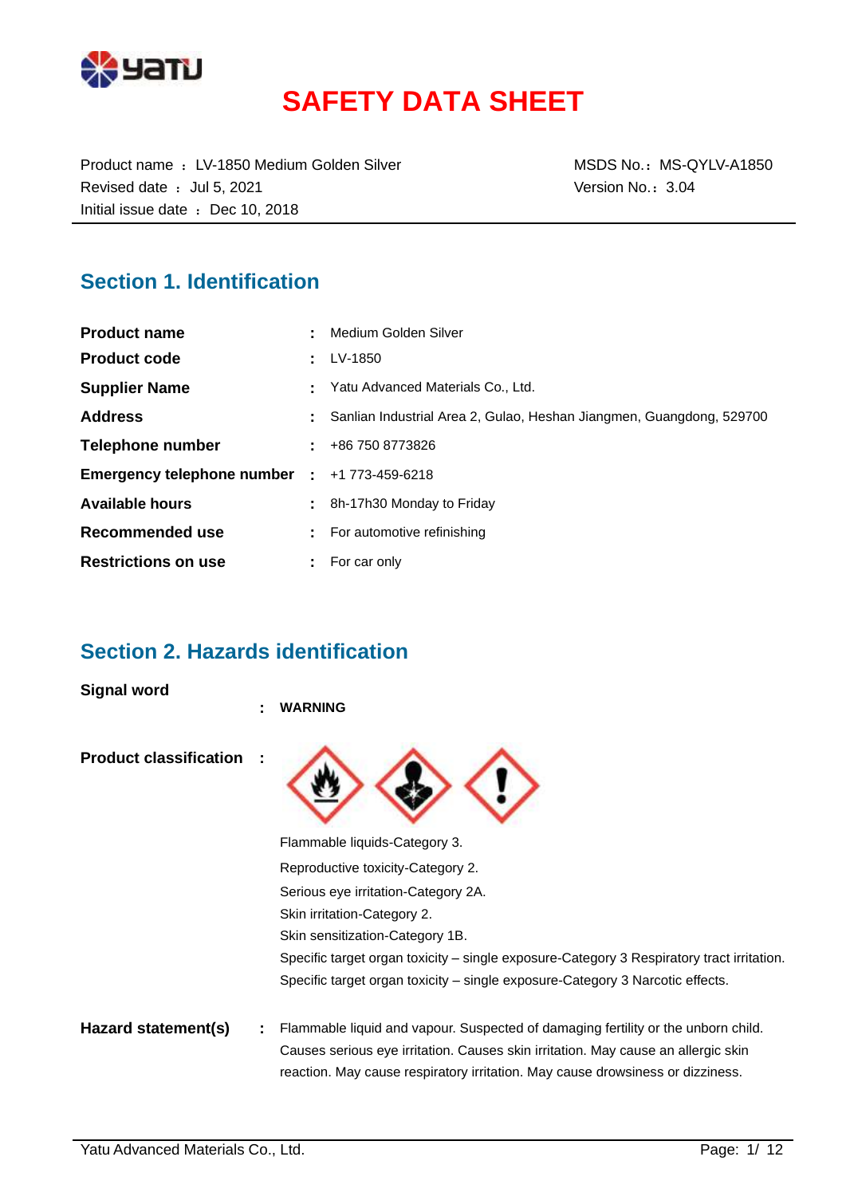# SAFETY DATA SHEET

Product name ： LV-1850 Medium Golden Silver
Revised date ： Jul 5, 2021
Initial issue date ： Dec 10, 2018

MSDS No.： MS-QYLV-A1850
Version No.： 3.04

## Section 1. Identification

| | | |
|---|---|---|
| **Product name** | : | Medium Golden Silver |
| **Product code** | : | LV-1850 |
| **Supplier Name** | : | Yatu Advanced Materials Co., Ltd. |
| **Address** | : | Sanlian Industrial Area 2, Gulao, Heshan Jiangmen, Guangdong, 529700 |
| **Telephone number** | : | +86 750 8773826 |
| **Emergency telephone number** | : | +1 773-459-6218 |
| **Available hours** | : | 8h-17h30 Monday to Friday |
| **Recommended use** | : | For automotive refinishing |
| **Restrictions on use** | : | For car only |

## Section 2. Hazards identification

**Signal word** : **WARNING**

**Product classification** :

Flammable liquids-Category 3.
Reproductive toxicity-Category 2.
Serious eye irritation-Category 2A.
Skin irritation-Category 2.
Skin sensitization-Category 1B.
Specific target organ toxicity – single exposure-Category 3 Respiratory tract irritation.
Specific target organ toxicity – single exposure-Category 3 Narcotic effects.

**Hazard statement(s)** : Flammable liquid and vapour. Suspected of damaging fertility or the unborn child. Causes serious eye irritation. Causes skin irritation. May cause an allergic skin reaction. May cause respiratory irritation. May cause drowsiness or dizziness.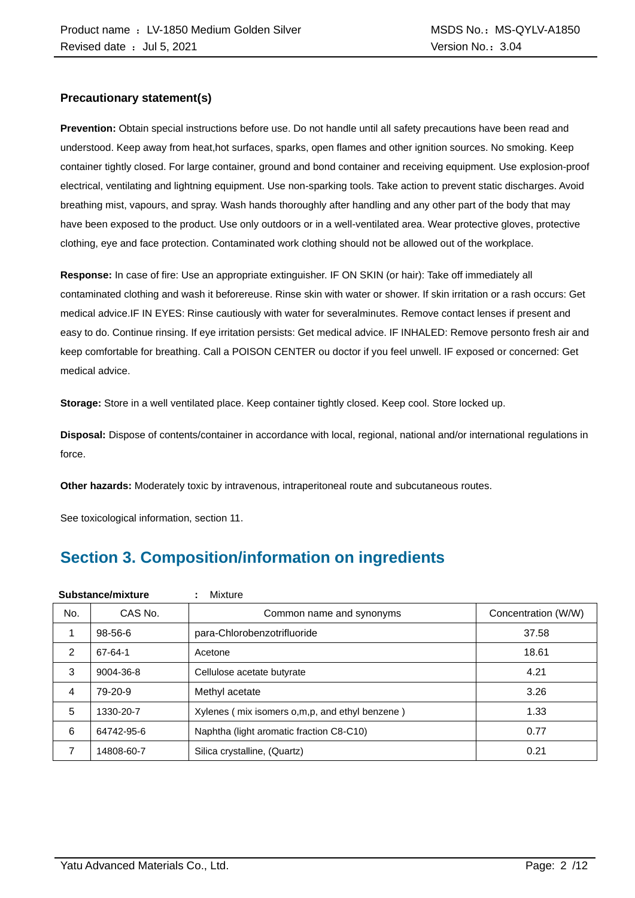### Precautionary statement(s)

**Prevention:** Obtain special instructions before use. Do not handle until all safety precautions have been read and understood. Keep away from heat,hot surfaces, sparks, open flames and other ignition sources. No smoking. Keep container tightly closed. For large container, ground and bond container and receiving equipment. Use explosion-proof electrical, ventilating and lightning equipment. Use non-sparking tools. Take action to prevent static discharges. Avoid breathing mist, vapours, and spray. Wash hands thoroughly after handling and any other part of the body that may have been exposed to the product. Use only outdoors or in a well-ventilated area. Wear protective gloves, protective clothing, eye and face protection. Contaminated work clothing should not be allowed out of the workplace.

**Response:** In case of fire: Use an appropriate extinguisher. IF ON SKIN (or hair): Take off immediately all contaminated clothing and wash it beforereuse. Rinse skin with water or shower. If skin irritation or a rash occurs: Get medical advice.IF IN EYES: Rinse cautiously with water for severalminutes. Remove contact lenses if present and easy to do. Continue rinsing. If eye irritation persists: Get medical advice. IF INHALED: Remove personto fresh air and keep comfortable for breathing. Call a POISON CENTER ou doctor if you feel unwell. IF exposed or concerned: Get medical advice.

**Storage:** Store in a well ventilated place. Keep container tightly closed. Keep cool. Store locked up.

**Disposal:** Dispose of contents/container in accordance with local, regional, national and/or international regulations in force.

**Other hazards:** Moderately toxic by intravenous, intraperitoneal route and subcutaneous routes.

See toxicological information, section 11.

## Section 3. Composition/information on ingredients

**Substance/mixture** : Mixture

| No. | CAS No. | Common name and synonyms | Concentration (W/W) |
|---|---|---|---|
| 1 | 98-56-6 | para-Chlorobenzotrifluoride | 37.58 |
| 2 | 67-64-1 | Acetone | 18.61 |
| 3 | 9004-36-8 | Cellulose acetate butyrate | 4.21 |
| 4 | 79-20-9 | Methyl acetate | 3.26 |
| 5 | 1330-20-7 | Xylenes ( mix isomers o,m,p, and ethyl benzene ) | 1.33 |
| 6 | 64742-95-6 | Naphtha (light aromatic fraction C8-C10) | 0.77 |
| 7 | 14808-60-7 | Silica crystalline, (Quartz) | 0.21 |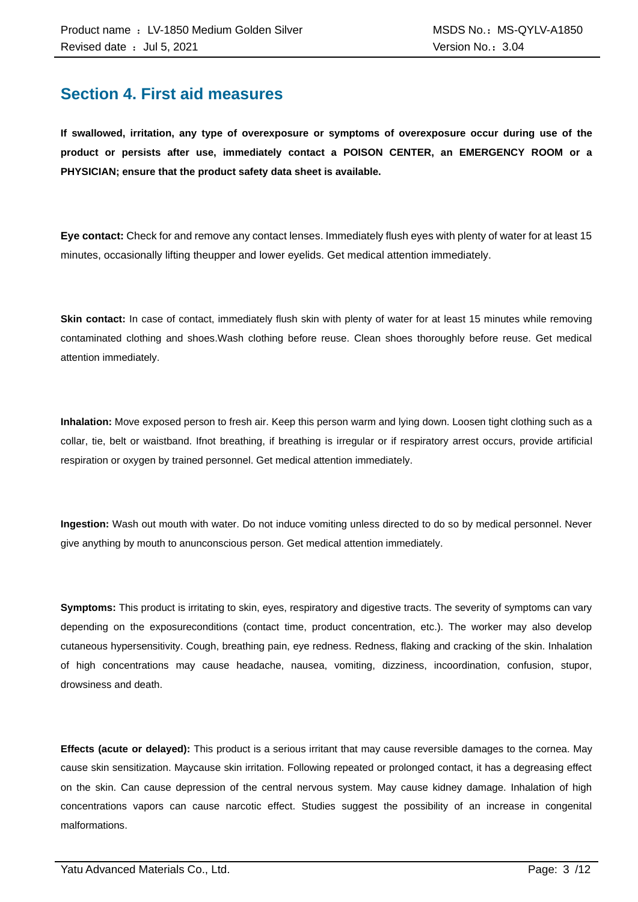## Section 4. First aid measures

**If swallowed, irritation, any type of overexposure or symptoms of overexposure occur during use of the product or persists after use, immediately contact a POISON CENTER, an EMERGENCY ROOM or a PHYSICIAN; ensure that the product safety data sheet is available.**

**Eye contact:** Check for and remove any contact lenses. Immediately flush eyes with plenty of water for at least 15 minutes, occasionally lifting theupper and lower eyelids. Get medical attention immediately.

**Skin contact:** In case of contact, immediately flush skin with plenty of water for at least 15 minutes while removing contaminated clothing and shoes.Wash clothing before reuse. Clean shoes thoroughly before reuse. Get medical attention immediately.

**Inhalation:** Move exposed person to fresh air. Keep this person warm and lying down. Loosen tight clothing such as a collar, tie, belt or waistband. Ifnot breathing, if breathing is irregular or if respiratory arrest occurs, provide artificial respiration or oxygen by trained personnel. Get medical attention immediately.

**Ingestion:** Wash out mouth with water. Do not induce vomiting unless directed to do so by medical personnel. Never give anything by mouth to anunconscious person. Get medical attention immediately.

**Symptoms:** This product is irritating to skin, eyes, respiratory and digestive tracts. The severity of symptoms can vary depending on the exposureconditions (contact time, product concentration, etc.). The worker may also develop cutaneous hypersensitivity. Cough, breathing pain, eye redness. Redness, flaking and cracking of the skin. Inhalation of high concentrations may cause headache, nausea, vomiting, dizziness, incoordination, confusion, stupor, drowsiness and death.

**Effects (acute or delayed):** This product is a serious irritant that may cause reversible damages to the cornea. May cause skin sensitization. Maycause skin irritation. Following repeated or prolonged contact, it has a degreasing effect on the skin. Can cause depression of the central nervous system. May cause kidney damage. Inhalation of high concentrations vapors can cause narcotic effect. Studies suggest the possibility of an increase in congenital malformations.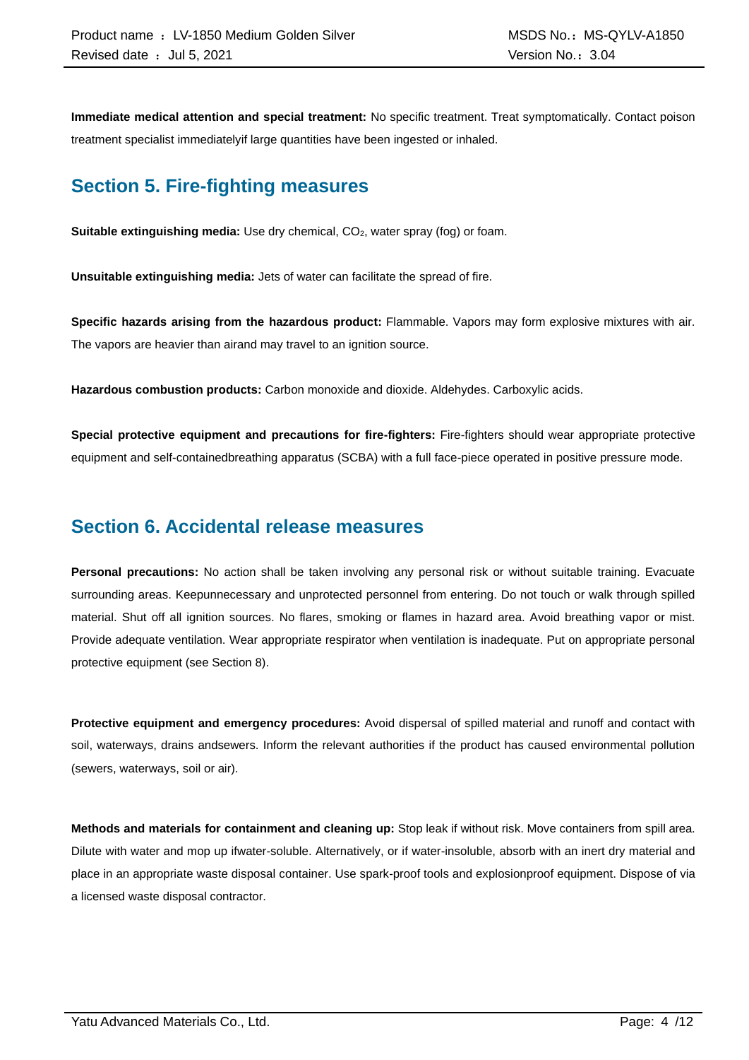**Immediate medical attention and special treatment:** No specific treatment. Treat symptomatically. Contact poison treatment specialist immediatelyif large quantities have been ingested or inhaled.

## Section 5. Fire-fighting measures

**Suitable extinguishing media:** Use dry chemical, $CO_2$, water spray (fog) or foam.

**Unsuitable extinguishing media:** Jets of water can facilitate the spread of fire.

**Specific hazards arising from the hazardous product:** Flammable. Vapors may form explosive mixtures with air. The vapors are heavier than airand may travel to an ignition source.

**Hazardous combustion products:** Carbon monoxide and dioxide. Aldehydes. Carboxylic acids.

**Special protective equipment and precautions for fire-fighters:** Fire-fighters should wear appropriate protective equipment and self-containedbreathing apparatus (SCBA) with a full face-piece operated in positive pressure mode.

## Section 6. Accidental release measures

**Personal precautions:** No action shall be taken involving any personal risk or without suitable training. Evacuate surrounding areas. Keepunnecessary and unprotected personnel from entering. Do not touch or walk through spilled material. Shut off all ignition sources. No flares, smoking or flames in hazard area. Avoid breathing vapor or mist. Provide adequate ventilation. Wear appropriate respirator when ventilation is inadequate. Put on appropriate personal protective equipment (see Section 8).

**Protective equipment and emergency procedures:** Avoid dispersal of spilled material and runoff and contact with soil, waterways, drains andsewers. Inform the relevant authorities if the product has caused environmental pollution (sewers, waterways, soil or air).

**Methods and materials for containment and cleaning up:** Stop leak if without risk. Move containers from spill area. Dilute with water and mop up ifwater-soluble. Alternatively, or if water-insoluble, absorb with an inert dry material and place in an appropriate waste disposal container. Use spark-proof tools and explosionproof equipment. Dispose of via a licensed waste disposal contractor.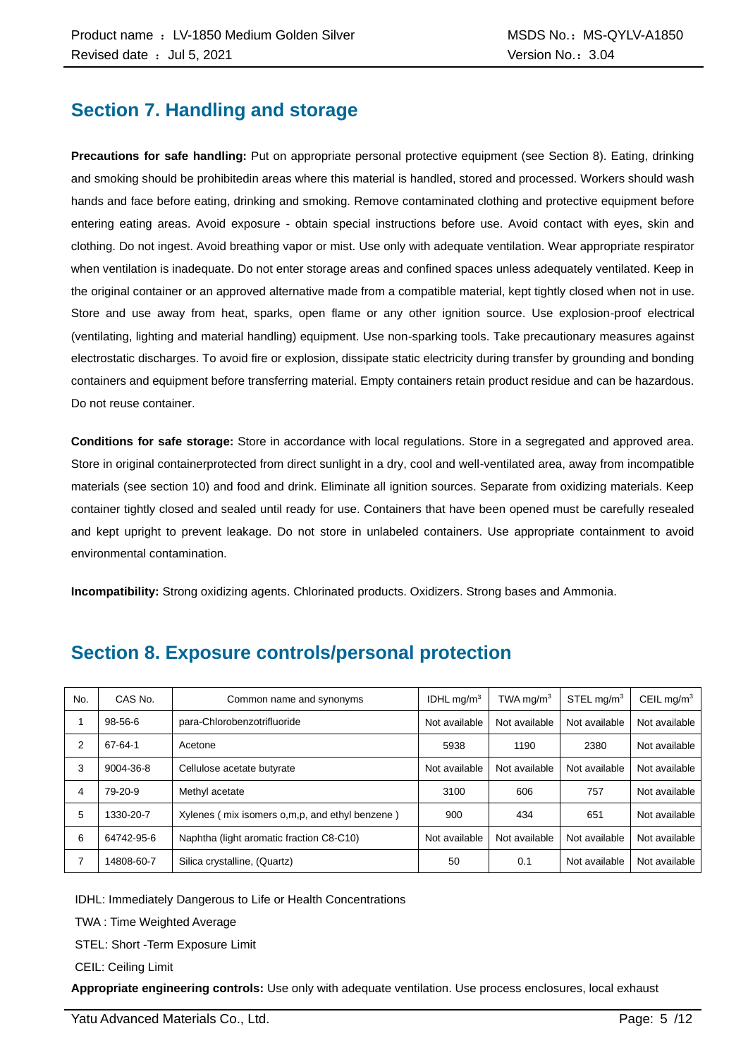## Section 7. Handling and storage

**Precautions for safe handling:** Put on appropriate personal protective equipment (see Section 8). Eating, drinking and smoking should be prohibitedin areas where this material is handled, stored and processed. Workers should wash hands and face before eating, drinking and smoking. Remove contaminated clothing and protective equipment before entering eating areas. Avoid exposure - obtain special instructions before use. Avoid contact with eyes, skin and clothing. Do not ingest. Avoid breathing vapor or mist. Use only with adequate ventilation. Wear appropriate respirator when ventilation is inadequate. Do not enter storage areas and confined spaces unless adequately ventilated. Keep in the original container or an approved alternative made from a compatible material, kept tightly closed when not in use. Store and use away from heat, sparks, open flame or any other ignition source. Use explosion-proof electrical (ventilating, lighting and material handling) equipment. Use non-sparking tools. Take precautionary measures against electrostatic discharges. To avoid fire or explosion, dissipate static electricity during transfer by grounding and bonding containers and equipment before transferring material. Empty containers retain product residue and can be hazardous. Do not reuse container.

**Conditions for safe storage:** Store in accordance with local regulations. Store in a segregated and approved area. Store in original containerprotected from direct sunlight in a dry, cool and well-ventilated area, away from incompatible materials (see section 10) and food and drink. Eliminate all ignition sources. Separate from oxidizing materials. Keep container tightly closed and sealed until ready for use. Containers that have been opened must be carefully resealed and kept upright to prevent leakage. Do not store in unlabeled containers. Use appropriate containment to avoid environmental contamination.

**Incompatibility:** Strong oxidizing agents. Chlorinated products. Oxidizers. Strong bases and Ammonia.

## Section 8. Exposure controls/personal protection

| No. | CAS No. | Common name and synonyms | IDHL mg/m$^3$ | TWA mg/m$^3$ | STEL mg/m$^3$ | CEIL mg/m$^3$ |
|---|---|---|---|---|---|---|
| 1 | 98-56-6 | para-Chlorobenzotrifluoride | Not available | Not available | Not available | Not available |
| 2 | 67-64-1 | Acetone | 5938 | 1190 | 2380 | Not available |
| 3 | 9004-36-8 | Cellulose acetate butyrate | Not available | Not available | Not available | Not available |
| 4 | 79-20-9 | Methyl acetate | 3100 | 606 | 757 | Not available |
| 5 | 1330-20-7 | Xylenes ( mix isomers o,m,p, and ethyl benzene ) | 900 | 434 | 651 | Not available |
| 6 | 64742-95-6 | Naphtha (light aromatic fraction C8-C10) | Not available | Not available | Not available | Not available |
| 7 | 14808-60-7 | Silica crystalline, (Quartz) | 50 | 0.1 | Not available | Not available |

IDHL: Immediately Dangerous to Life or Health Concentrations

TWA : Time Weighted Average

STEL: Short -Term Exposure Limit

CEIL: Ceiling Limit

**Appropriate engineering controls:** Use only with adequate ventilation. Use process enclosures, local exhaust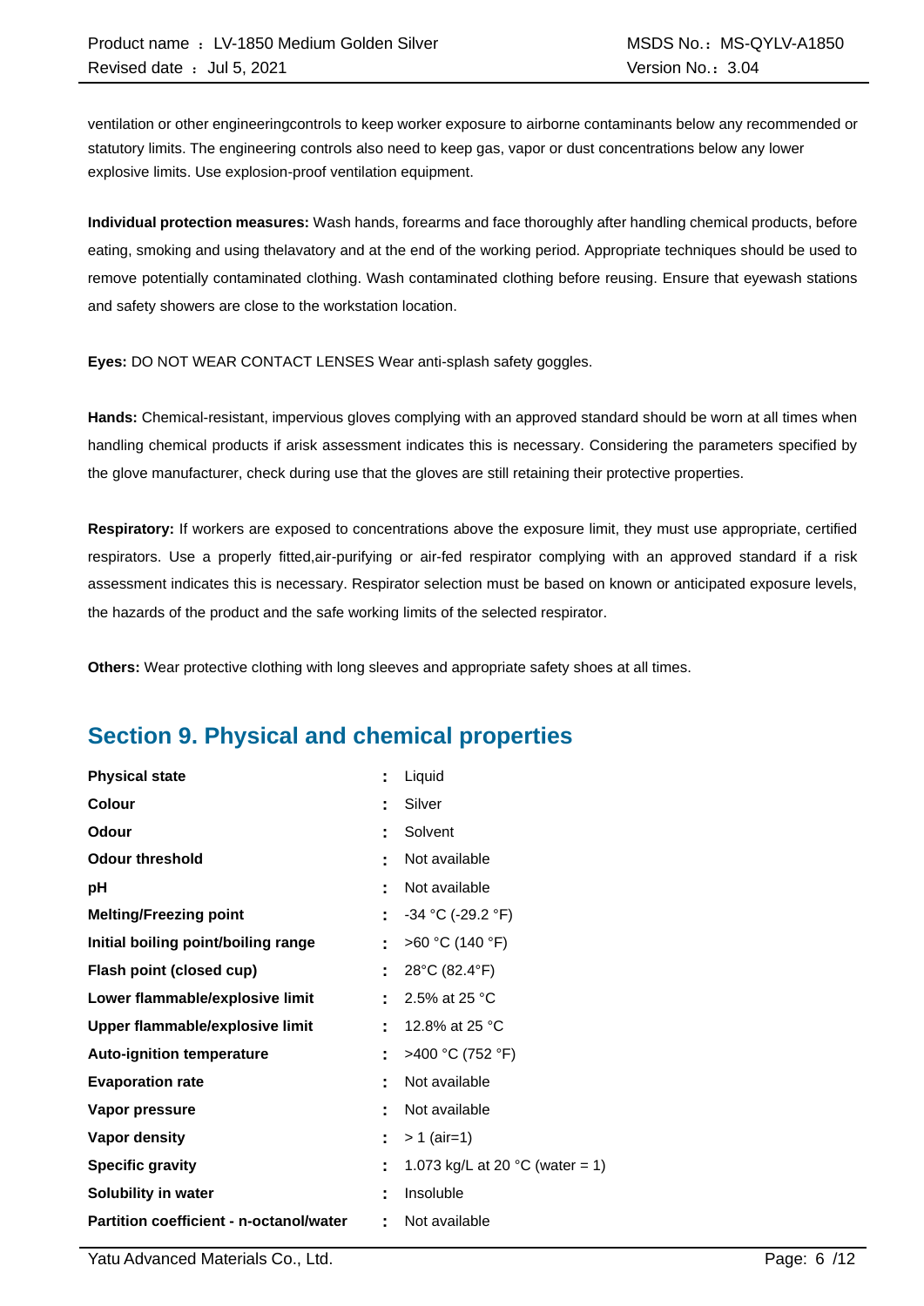ventilation or other engineeringcontrols to keep worker exposure to airborne contaminants below any recommended or statutory limits. The engineering controls also need to keep gas, vapor or dust concentrations below any lower explosive limits. Use explosion-proof ventilation equipment.

**Individual protection measures:** Wash hands, forearms and face thoroughly after handling chemical products, before eating, smoking and using thelavatory and at the end of the working period. Appropriate techniques should be used to remove potentially contaminated clothing. Wash contaminated clothing before reusing. Ensure that eyewash stations and safety showers are close to the workstation location.

**Eyes:** DO NOT WEAR CONTACT LENSES Wear anti-splash safety goggles.

**Hands:** Chemical-resistant, impervious gloves complying with an approved standard should be worn at all times when handling chemical products if arisk assessment indicates this is necessary. Considering the parameters specified by the glove manufacturer, check during use that the gloves are still retaining their protective properties.

**Respiratory:** If workers are exposed to concentrations above the exposure limit, they must use appropriate, certified respirators. Use a properly fitted,air-purifying or air-fed respirator complying with an approved standard if a risk assessment indicates this is necessary. Respirator selection must be based on known or anticipated exposure levels, the hazards of the product and the safe working limits of the selected respirator.

**Others:** Wear protective clothing with long sleeves and appropriate safety shoes at all times.

## Section 9. Physical and chemical properties

| Property | | Value |
|---|---|---|
| **Physical state** | : | Liquid |
| **Colour** | : | Silver |
| **Odour** | : | Solvent |
| **Odour threshold** | : | Not available |
| **pH** | : | Not available |
| **Melting/Freezing point** | : | -34 °C (-29.2 °F) |
| **Initial boiling point/boiling range** | : | >60 °C (140 °F) |
| **Flash point (closed cup)** | : | 28°C (82.4°F) |
| **Lower flammable/explosive limit** | : | 2.5% at 25 °C |
| **Upper flammable/explosive limit** | : | 12.8% at 25 °C |
| **Auto-ignition temperature** | : | >400 °C (752 °F) |
| **Evaporation rate** | : | Not available |
| **Vapor pressure** | : | Not available |
| **Vapor density** | : | > 1 (air=1) |
| **Specific gravity** | : | 1.073 kg/L at 20 °C (water = 1) |
| **Solubility in water** | : | Insoluble |
| **Partition coefficient - n-octanol/water** | : | Not available |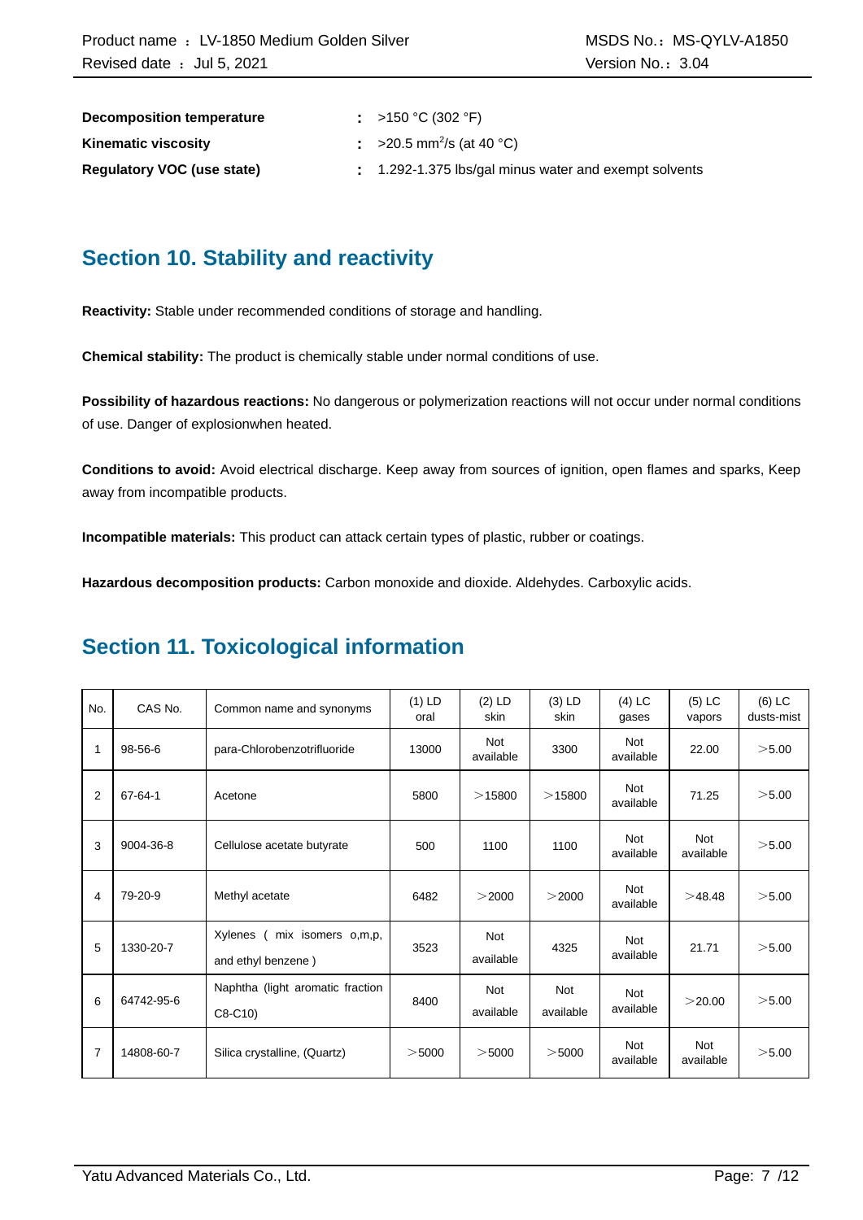| | | |
|---|---|---|
| **Decomposition temperature** | : | >150 °C (302 °F) |
| **Kinematic viscosity** | : | >20.5 $mm^2/s$ (at 40 °C) |
| **Regulatory VOC (use state)** | : | 1.292-1.375 lbs/gal minus water and exempt solvents |

## Section 10. Stability and reactivity

**Reactivity:** Stable under recommended conditions of storage and handling.

**Chemical stability:** The product is chemically stable under normal conditions of use.

**Possibility of hazardous reactions:** No dangerous or polymerization reactions will not occur under normal conditions of use. Danger of explosionwhen heated.

**Conditions to avoid:** Avoid electrical discharge. Keep away from sources of ignition, open flames and sparks, Keep away from incompatible products.

**Incompatible materials:** This product can attack certain types of plastic, rubber or coatings.

**Hazardous decomposition products:** Carbon monoxide and dioxide. Aldehydes. Carboxylic acids.

## Section 11. Toxicological information

| No. | CAS No. | Common name and synonyms | (1) LD oral | (2) LD skin | (3) LD skin | (4) LC gases | (5) LC vapors | (6) LC dusts-mist |
|---|---|---|---|---|---|---|---|---|
| 1 | 98-56-6 | para-Chlorobenzotrifluoride | 13000 | Not available | 3300 | Not available | 22.00 | ＞5.00 |
| 2 | 67-64-1 | Acetone | 5800 | ＞15800 | ＞15800 | Not available | 71.25 | ＞5.00 |
| 3 | 9004-36-8 | Cellulose acetate butyrate | 500 | 1100 | 1100 | Not available | Not available | ＞5.00 |
| 4 | 79-20-9 | Methyl acetate | 6482 | ＞2000 | ＞2000 | Not available | ＞48.48 | ＞5.00 |
| 5 | 1330-20-7 | Xylenes ( mix isomers o,m,p, and ethyl benzene ) | 3523 | Not available | 4325 | Not available | 21.71 | ＞5.00 |
| 6 | 64742-95-6 | Naphtha (light aromatic fraction C8-C10) | 8400 | Not available | Not available | Not available | ＞20.00 | ＞5.00 |
| 7 | 14808-60-7 | Silica crystalline, (Quartz) | ＞5000 | ＞5000 | ＞5000 | Not available | Not available | ＞5.00 |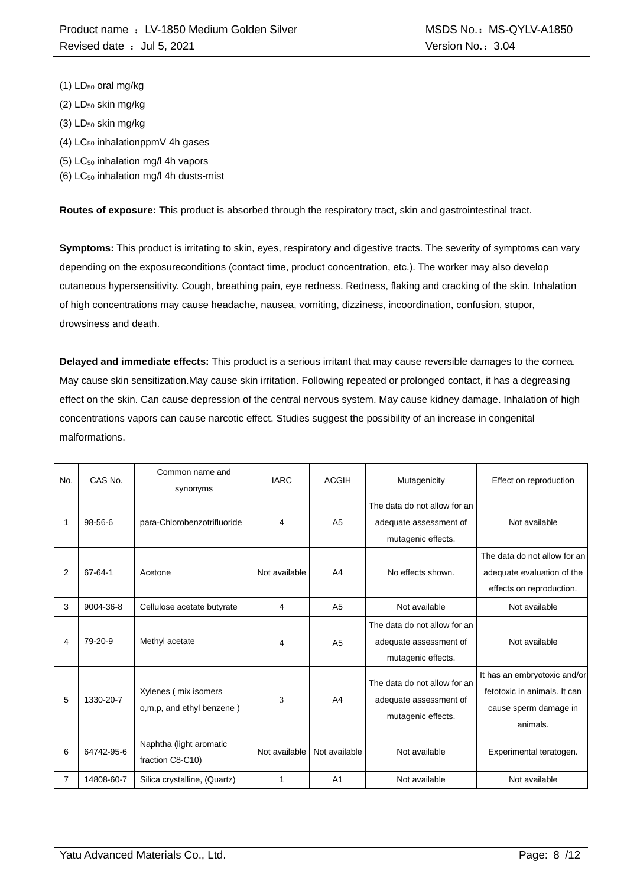(1) $LD_{50}$ oral mg/kg

(2) $LD_{50}$ skin mg/kg

(3) $LD_{50}$ skin mg/kg

(4) $LC_{50}$ inhalationppmV 4h gases

(5) $LC_{50}$ inhalation mg/l 4h vapors

(6) $LC_{50}$ inhalation mg/l 4h dusts-mist

**Routes of exposure:** This product is absorbed through the respiratory tract, skin and gastrointestinal tract.

**Symptoms:** This product is irritating to skin, eyes, respiratory and digestive tracts. The severity of symptoms can vary depending on the exposureconditions (contact time, product concentration, etc.). The worker may also develop cutaneous hypersensitivity. Cough, breathing pain, eye redness. Redness, flaking and cracking of the skin. Inhalation of high concentrations may cause headache, nausea, vomiting, dizziness, incoordination, confusion, stupor, drowsiness and death.

**Delayed and immediate effects:** This product is a serious irritant that may cause reversible damages to the cornea. May cause skin sensitization.May cause skin irritation. Following repeated or prolonged contact, it has a degreasing effect on the skin. Can cause depression of the central nervous system. May cause kidney damage. Inhalation of high concentrations vapors can cause narcotic effect. Studies suggest the possibility of an increase in congenital malformations.

| No. | CAS No. | Common name and synonyms | IARC | ACGIH | Mutagenicity | Effect on reproduction |
|---|---|---|---|---|---|---|
| 1 | 98-56-6 | para-Chlorobenzotrifluoride | 4 | A5 | The data do not allow for an adequate assessment of mutagenic effects. | Not available |
| 2 | 67-64-1 | Acetone | Not available | A4 | No effects shown. | The data do not allow for an adequate evaluation of the effects on reproduction. |
| 3 | 9004-36-8 | Cellulose acetate butyrate | 4 | A5 | Not available | Not available |
| 4 | 79-20-9 | Methyl acetate | 4 | A5 | The data do not allow for an adequate assessment of mutagenic effects. | Not available |
| 5 | 1330-20-7 | Xylenes ( mix isomers o,m,p, and ethyl benzene ) | 3 | A4 | The data do not allow for an adequate assessment of mutagenic effects. | It has an embryotoxic and/or fetotoxic in animals. It can cause sperm damage in animals. |
| 6 | 64742-95-6 | Naphtha (light aromatic fraction C8-C10) | Not available | Not available | Not available | Experimental teratogen. |
| 7 | 14808-60-7 | Silica crystalline, (Quartz) | 1 | A1 | Not available | Not available |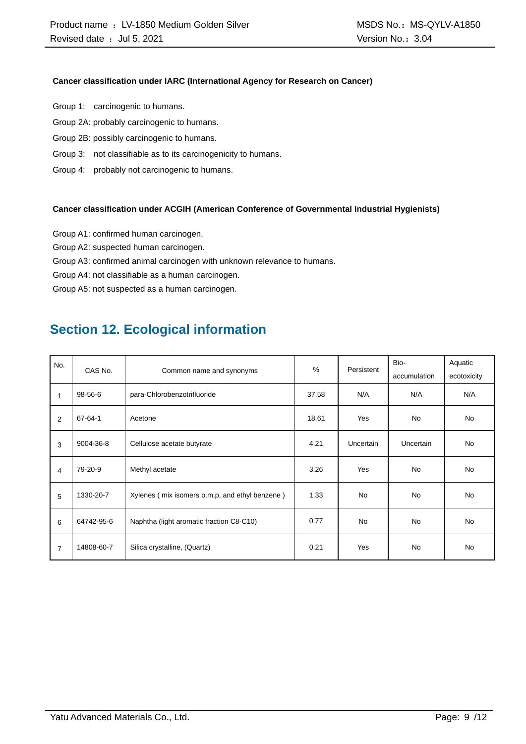**Cancer classification under IARC (International Agency for Research on Cancer)**

Group 1: carcinogenic to humans.

Group 2A: probably carcinogenic to humans.

Group 2B: possibly carcinogenic to humans.

Group 3: not classifiable as to its carcinogenicity to humans.

Group 4: probably not carcinogenic to humans.

**Cancer classification under ACGIH (American Conference of Governmental Industrial Hygienists)**

Group A1: confirmed human carcinogen.

Group A2: suspected human carcinogen.

Group A3: confirmed animal carcinogen with unknown relevance to humans.

Group A4: not classifiable as a human carcinogen.

Group A5: not suspected as a human carcinogen.

## Section 12. Ecological information

| No. | CAS No. | Common name and synonyms | % | Persistent | Bio-accumulation | Aquatic ecotoxicity |
|---|---|---|---|---|---|---|
| 1 | 98-56-6 | para-Chlorobenzotrifluoride | 37.58 | N/A | N/A | N/A |
| 2 | 67-64-1 | Acetone | 18.61 | Yes | No | No |
| 3 | 9004-36-8 | Cellulose acetate butyrate | 4.21 | Uncertain | Uncertain | No |
| 4 | 79-20-9 | Methyl acetate | 3.26 | Yes | No | No |
| 5 | 1330-20-7 | Xylenes ( mix isomers o,m,p, and ethyl benzene ) | 1.33 | No | No | No |
| 6 | 64742-95-6 | Naphtha (light aromatic fraction C8-C10) | 0.77 | No | No | No |
| 7 | 14808-60-7 | Silica crystalline, (Quartz) | 0.21 | Yes | No | No |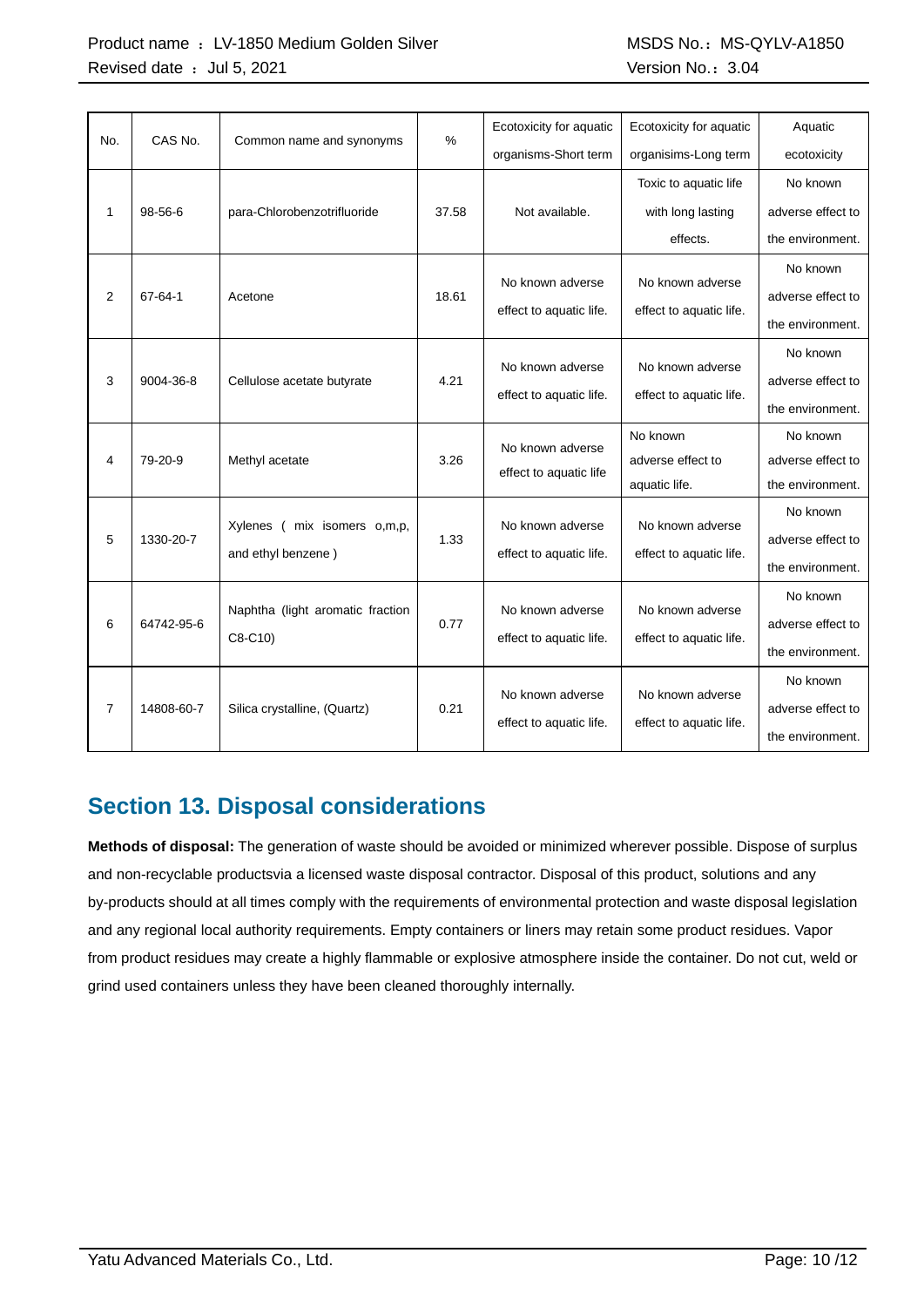| No. | CAS No. | Common name and synonyms | % | Ecotoxicity for aquatic organisms-Short term | Ecotoxicity for aquatic organisims-Long term | Aquatic ecotoxicity |
|---|---|---|---|---|---|---|
| 1 | 98-56-6 | para-Chlorobenzotrifluoride | 37.58 | Not available. | Toxic to aquatic life with long lasting effects. | No known adverse effect to the environment. |
| 2 | 67-64-1 | Acetone | 18.61 | No known adverse effect to aquatic life. | No known adverse effect to aquatic life. | No known adverse effect to the environment. |
| 3 | 9004-36-8 | Cellulose acetate butyrate | 4.21 | No known adverse effect to aquatic life. | No known adverse effect to aquatic life. | No known adverse effect to the environment. |
| 4 | 79-20-9 | Methyl acetate | 3.26 | No known adverse effect to aquatic life | No known adverse effect to aquatic life. | No known adverse effect to the environment. |
| 5 | 1330-20-7 | Xylenes ( mix isomers o,m,p, and ethyl benzene ) | 1.33 | No known adverse effect to aquatic life. | No known adverse effect to aquatic life. | No known adverse effect to the environment. |
| 6 | 64742-95-6 | Naphtha (light aromatic fraction C8-C10) | 0.77 | No known adverse effect to aquatic life. | No known adverse effect to aquatic life. | No known adverse effect to the environment. |
| 7 | 14808-60-7 | Silica crystalline, (Quartz) | 0.21 | No known adverse effect to aquatic life. | No known adverse effect to aquatic life. | No known adverse effect to the environment. |

## Section 13. Disposal considerations

**Methods of disposal:** The generation of waste should be avoided or minimized wherever possible. Dispose of surplus and non-recyclable productsvia a licensed waste disposal contractor. Disposal of this product, solutions and any by-products should at all times comply with the requirements of environmental protection and waste disposal legislation and any regional local authority requirements. Empty containers or liners may retain some product residues. Vapor from product residues may create a highly flammable or explosive atmosphere inside the container. Do not cut, weld or grind used containers unless they have been cleaned thoroughly internally.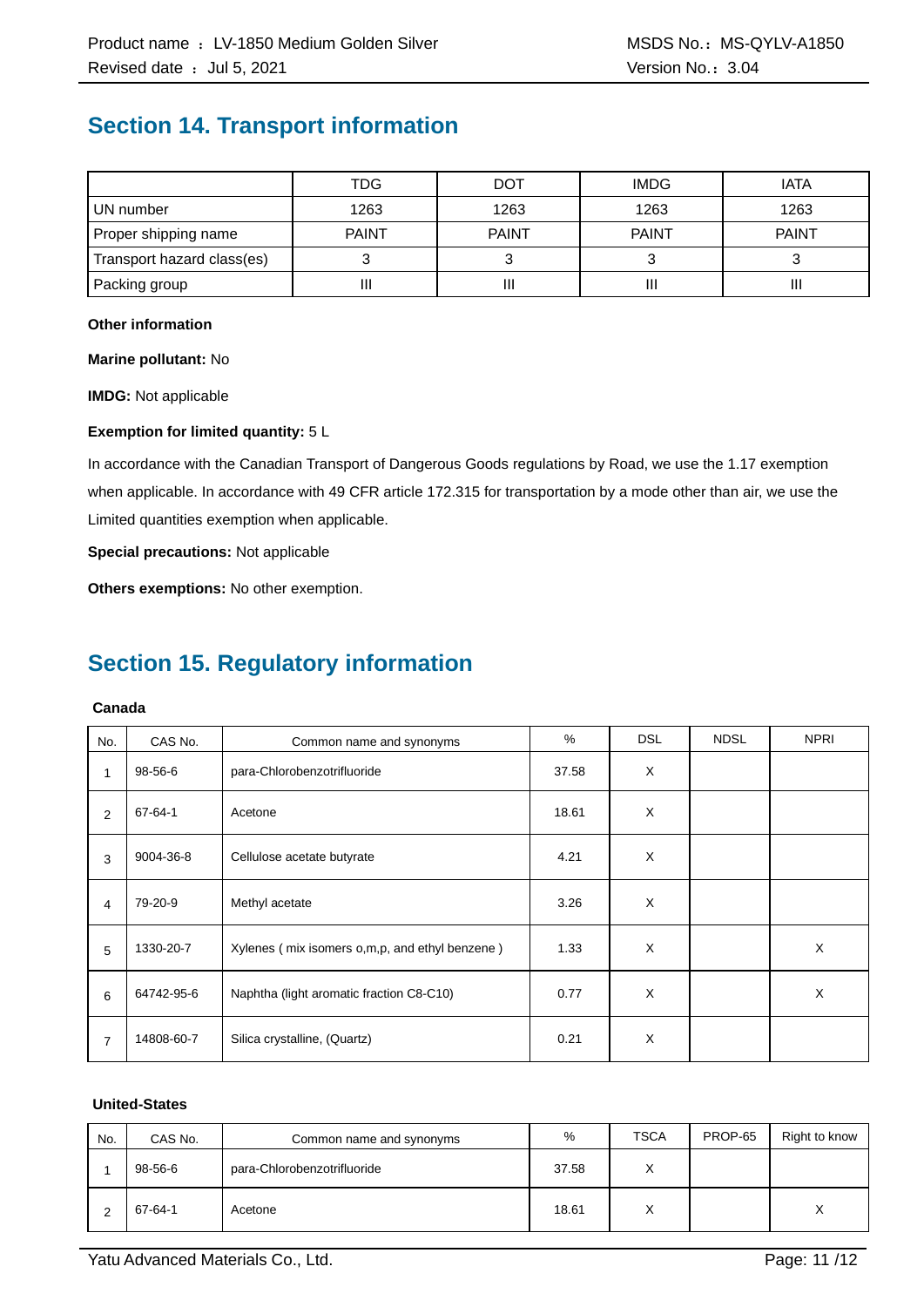## Section 14. Transport information

| | TDG | DOT | IMDG | IATA |
|---|---|---|---|---|
| UN number | 1263 | 1263 | 1263 | 1263 |
| Proper shipping name | PAINT | PAINT | PAINT | PAINT |
| Transport hazard class(es) | 3 | 3 | 3 | 3 |
| Packing group | III | III | III | III |

**Other information**

**Marine pollutant:** No

**IMDG:** Not applicable

**Exemption for limited quantity:** 5 L

In accordance with the Canadian Transport of Dangerous Goods regulations by Road, we use the 1.17 exemption when applicable. In accordance with 49 CFR article 172.315 for transportation by a mode other than air, we use the Limited quantities exemption when applicable.

**Special precautions:** Not applicable

**Others exemptions:** No other exemption.

## Section 15. Regulatory information

**Canada**

| No. | CAS No. | Common name and synonyms | % | DSL | NDSL | NPRI |
|---|---|---|---|---|---|---|
| 1 | 98-56-6 | para-Chlorobenzotrifluoride | 37.58 | X | | |
| 2 | 67-64-1 | Acetone | 18.61 | X | | |
| 3 | 9004-36-8 | Cellulose acetate butyrate | 4.21 | X | | |
| 4 | 79-20-9 | Methyl acetate | 3.26 | X | | |
| 5 | 1330-20-7 | Xylenes ( mix isomers o,m,p, and ethyl benzene ) | 1.33 | X | | X |
| 6 | 64742-95-6 | Naphtha (light aromatic fraction C8-C10) | 0.77 | X | | X |
| 7 | 14808-60-7 | Silica crystalline, (Quartz) | 0.21 | X | | |

**United-States**

| No. | CAS No. | Common name and synonyms | % | TSCA | PROP-65 | Right to know |
|---|---|---|---|---|---|---|
| 1 | 98-56-6 | para-Chlorobenzotrifluoride | 37.58 | X | | |
| 2 | 67-64-1 | Acetone | 18.61 | X | | X |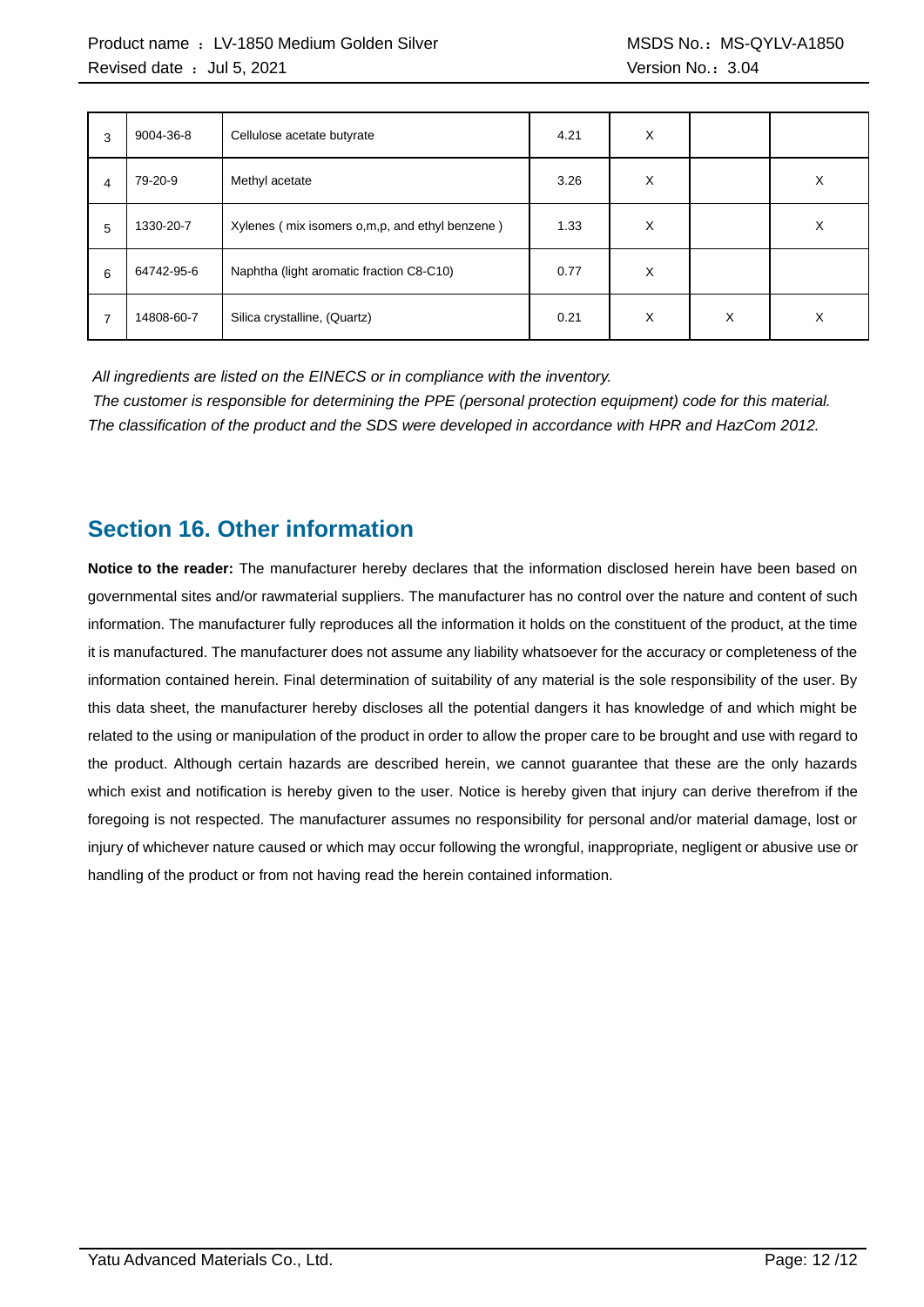| | | | | | | |
|---|---|---|---|---|---|---|
| 3 | 9004-36-8 | Cellulose acetate butyrate | 4.21 | X | | |
| 4 | 79-20-9 | Methyl acetate | 3.26 | X | | X |
| 5 | 1330-20-7 | Xylenes ( mix isomers o,m,p, and ethyl benzene ) | 1.33 | X | | X |
| 6 | 64742-95-6 | Naphtha (light aromatic fraction C8-C10) | 0.77 | X | | |
| 7 | 14808-60-7 | Silica crystalline, (Quartz) | 0.21 | X | X | X |

*All ingredients are listed on the EINECS or in compliance with the inventory.*

*The customer is responsible for determining the PPE (personal protection equipment) code for this material.*

*The classification of the product and the SDS were developed in accordance with HPR and HazCom 2012.*

## Section 16. Other information

**Notice to the reader:** The manufacturer hereby declares that the information disclosed herein have been based on governmental sites and/or rawmaterial suppliers. The manufacturer has no control over the nature and content of such information. The manufacturer fully reproduces all the information it holds on the constituent of the product, at the time it is manufactured. The manufacturer does not assume any liability whatsoever for the accuracy or completeness of the information contained herein. Final determination of suitability of any material is the sole responsibility of the user. By this data sheet, the manufacturer hereby discloses all the potential dangers it has knowledge of and which might be related to the using or manipulation of the product in order to allow the proper care to be brought and use with regard to the product. Although certain hazards are described herein, we cannot guarantee that these are the only hazards which exist and notification is hereby given to the user. Notice is hereby given that injury can derive therefrom if the foregoing is not respected. The manufacturer assumes no responsibility for personal and/or material damage, lost or injury of whichever nature caused or which may occur following the wrongful, inappropriate, negligent or abusive use or handling of the product or from not having read the herein contained information.